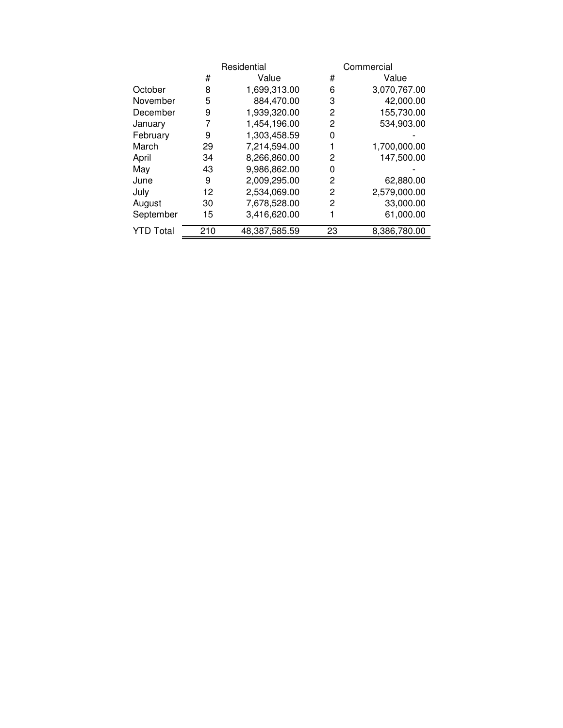| | Residential | | Commercial | |
|---|---|---|---|---|
| | # | Value | # | Value |
| October | 8 | 1,699,313.00 | 6 | 3,070,767.00 |
| November | 5 | 884,470.00 | 3 | 42,000.00 |
| December | 9 | 1,939,320.00 | 2 | 155,730.00 |
| January | 7 | 1,454,196.00 | 2 | 534,903.00 |
| February | 9 | 1,303,458.59 | 0 | - |
| March | 29 | 7,214,594.00 | 1 | 1,700,000.00 |
| April | 34 | 8,266,860.00 | 2 | 147,500.00 |
| May | 43 | 9,986,862.00 | 0 | - |
| June | 9 | 2,009,295.00 | 2 | 62,880.00 |
| July | 12 | 2,534,069.00 | 2 | 2,579,000.00 |
| August | 30 | 7,678,528.00 | 2 | 33,000.00 |
| September | 15 | 3,416,620.00 | 1 | 61,000.00 |
| YTD Total | 210 | 48,387,585.59 | 23 | 8,386,780.00 |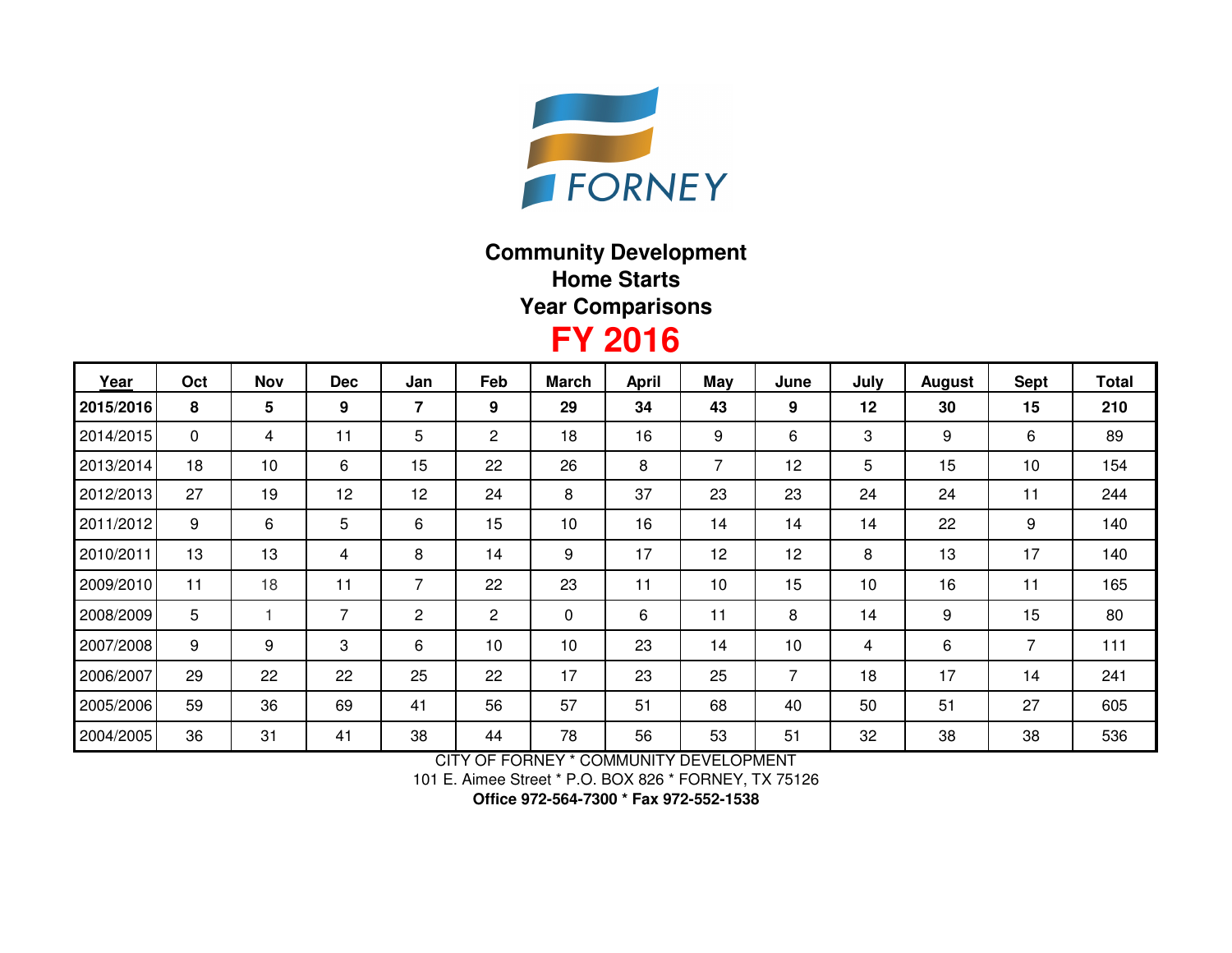FORNEY

# Community Development
## Home Starts
## Year Comparisons
# FY 2016

| Year | Oct | Nov | Dec | Jan | Feb | March | April | May | June | July | August | Sept | Total |
|---|---|---|---|---|---|---|---|---|---|---|---|---|---|
| **2015/2016** | **8** | **5** | **9** | **7** | **9** | **29** | **34** | **43** | **9** | **12** | **30** | **15** | **210** |
| 2014/2015 | 0 | 4 | 11 | 5 | 2 | 18 | 16 | 9 | 6 | 3 | 9 | 6 | 89 |
| 2013/2014 | 18 | 10 | 6 | 15 | 22 | 26 | 8 | 7 | 12 | 5 | 15 | 10 | 154 |
| 2012/2013 | 27 | 19 | 12 | 12 | 24 | 8 | 37 | 23 | 23 | 24 | 24 | 11 | 244 |
| 2011/2012 | 9 | 6 | 5 | 6 | 15 | 10 | 16 | 14 | 14 | 14 | 22 | 9 | 140 |
| 2010/2011 | 13 | 13 | 4 | 8 | 14 | 9 | 17 | 12 | 12 | 8 | 13 | 17 | 140 |
| 2009/2010 | 11 | 18 | 11 | 7 | 22 | 23 | 11 | 10 | 15 | 10 | 16 | 11 | 165 |
| 2008/2009 | 5 | 1 | 7 | 2 | 2 | 0 | 6 | 11 | 8 | 14 | 9 | 15 | 80 |
| 2007/2008 | 9 | 9 | 3 | 6 | 10 | 10 | 23 | 14 | 10 | 4 | 6 | 7 | 111 |
| 2006/2007 | 29 | 22 | 22 | 25 | 22 | 17 | 23 | 25 | 7 | 18 | 17 | 14 | 241 |
| 2005/2006 | 59 | 36 | 69 | 41 | 56 | 57 | 51 | 68 | 40 | 50 | 51 | 27 | 605 |
| 2004/2005 | 36 | 31 | 41 | 38 | 44 | 78 | 56 | 53 | 51 | 32 | 38 | 38 | 536 |

CITY OF FORNEY * COMMUNITY DEVELOPMENT
101 E. Aimee Street * P.O. BOX 826 * FORNEY, TX 75126
**Office 972-564-7300 * Fax 972-552-1538**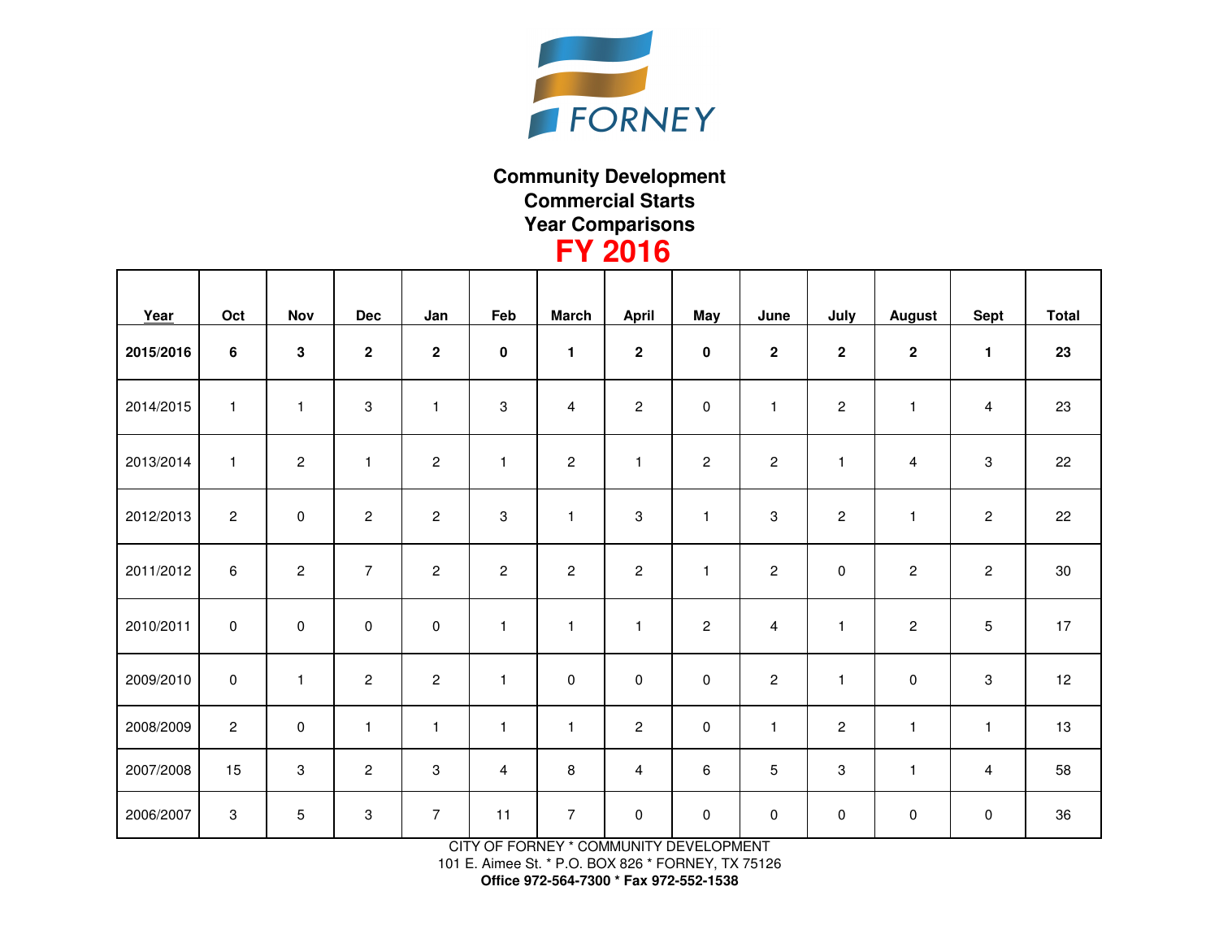FORNEY

**Community Development**
**Commercial Starts**
**Year Comparisons**
**FY 2016**

| Year | Oct | Nov | Dec | Jan | Feb | March | April | May | June | July | August | Sept | Total |
|---|---|---|---|---|---|---|---|---|---|---|---|---|---|
| **2015/2016** | **6** | **3** | **2** | **2** | **0** | **1** | **2** | **0** | **2** | **2** | **2** | **1** | **23** |
| 2014/2015 | 1 | 1 | 3 | 1 | 3 | 4 | 2 | 0 | 1 | 2 | 1 | 4 | 23 |
| 2013/2014 | 1 | 2 | 1 | 2 | 1 | 2 | 1 | 2 | 2 | 1 | 4 | 3 | 22 |
| 2012/2013 | 2 | 0 | 2 | 2 | 3 | 1 | 3 | 1 | 3 | 2 | 1 | 2 | 22 |
| 2011/2012 | 6 | 2 | 7 | 2 | 2 | 2 | 2 | 1 | 2 | 0 | 2 | 2 | 30 |
| 2010/2011 | 0 | 0 | 0 | 0 | 1 | 1 | 1 | 2 | 4 | 1 | 2 | 5 | 17 |
| 2009/2010 | 0 | 1 | 2 | 2 | 1 | 0 | 0 | 0 | 2 | 1 | 0 | 3 | 12 |
| 2008/2009 | 2 | 0 | 1 | 1 | 1 | 1 | 2 | 0 | 1 | 2 | 1 | 1 | 13 |
| 2007/2008 | 15 | 3 | 2 | 3 | 4 | 8 | 4 | 6 | 5 | 3 | 1 | 4 | 58 |
| 2006/2007 | 3 | 5 | 3 | 7 | 11 | 7 | 0 | 0 | 0 | 0 | 0 | 0 | 36 |

CITY OF FORNEY * COMMUNITY DEVELOPMENT
101 E. Aimee St. * P.O. BOX 826 * FORNEY, TX 75126
**Office 972-564-7300 * Fax 972-552-1538**